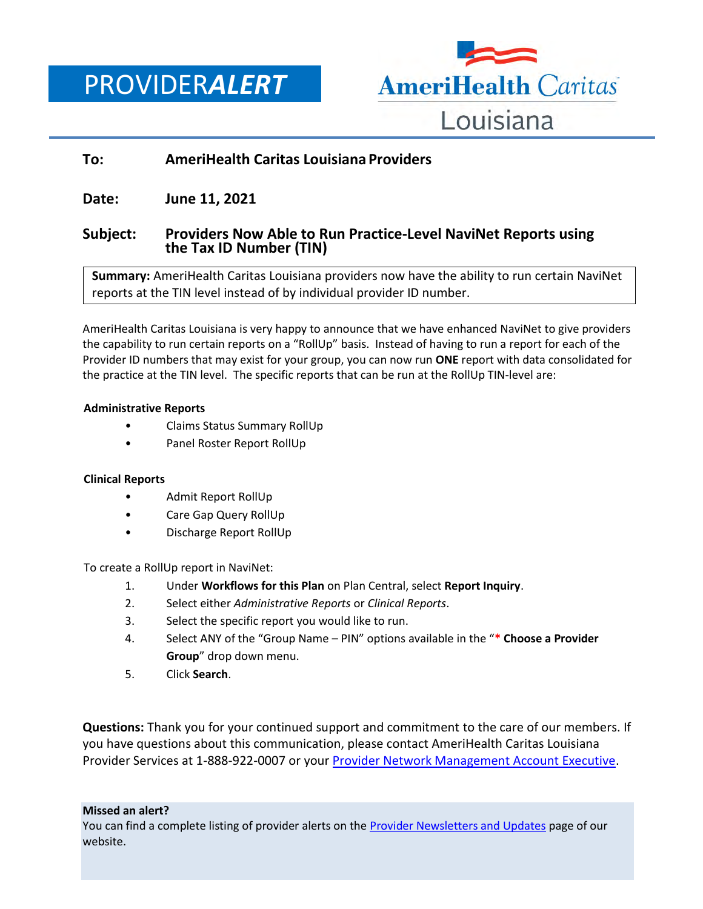# PROVIDER*ALERT*

AmeriHealth Caritas Louisiana

**To:** AmeriHealth Caritas Louisiana Providers

**Date:** June 11, 2021

**Subject:** Providers Now Able to Run Practice-Level NaviNet Reports using the Tax ID Number (TIN)

**Summary:** AmeriHealth Caritas Louisiana providers now have the ability to run certain NaviNet reports at the TIN level instead of by individual provider ID number.

AmeriHealth Caritas Louisiana is very happy to announce that we have enhanced NaviNet to give providers the capability to run certain reports on a "RollUp" basis. Instead of having to run a report for each of the Provider ID numbers that may exist for your group, you can now run **ONE** report with data consolidated for the practice at the TIN level. The specific reports that can be run at the RollUp TIN-level are:

**Administrative Reports**

- Claims Status Summary RollUp
- Panel Roster Report RollUp

**Clinical Reports**

- Admit Report RollUp
- Care Gap Query RollUp
- Discharge Report RollUp

To create a RollUp report in NaviNet:

1. Under **Workflows for this Plan** on Plan Central, select **Report Inquiry**.
2. Select either *Administrative Reports* or *Clinical Reports*.
3. Select the specific report you would like to run.
4. Select ANY of the "Group Name – PIN" options available in the "**\* Choose a Provider Group**" drop down menu.
5. Click **Search**.

**Questions:** Thank you for your continued support and commitment to the care of our members. If you have questions about this communication, please contact AmeriHealth Caritas Louisiana Provider Services at 1-888-922-0007 or your Provider Network Management Account Executive.

**Missed an alert?**
You can find a complete listing of provider alerts on the Provider Newsletters and Updates page of our website.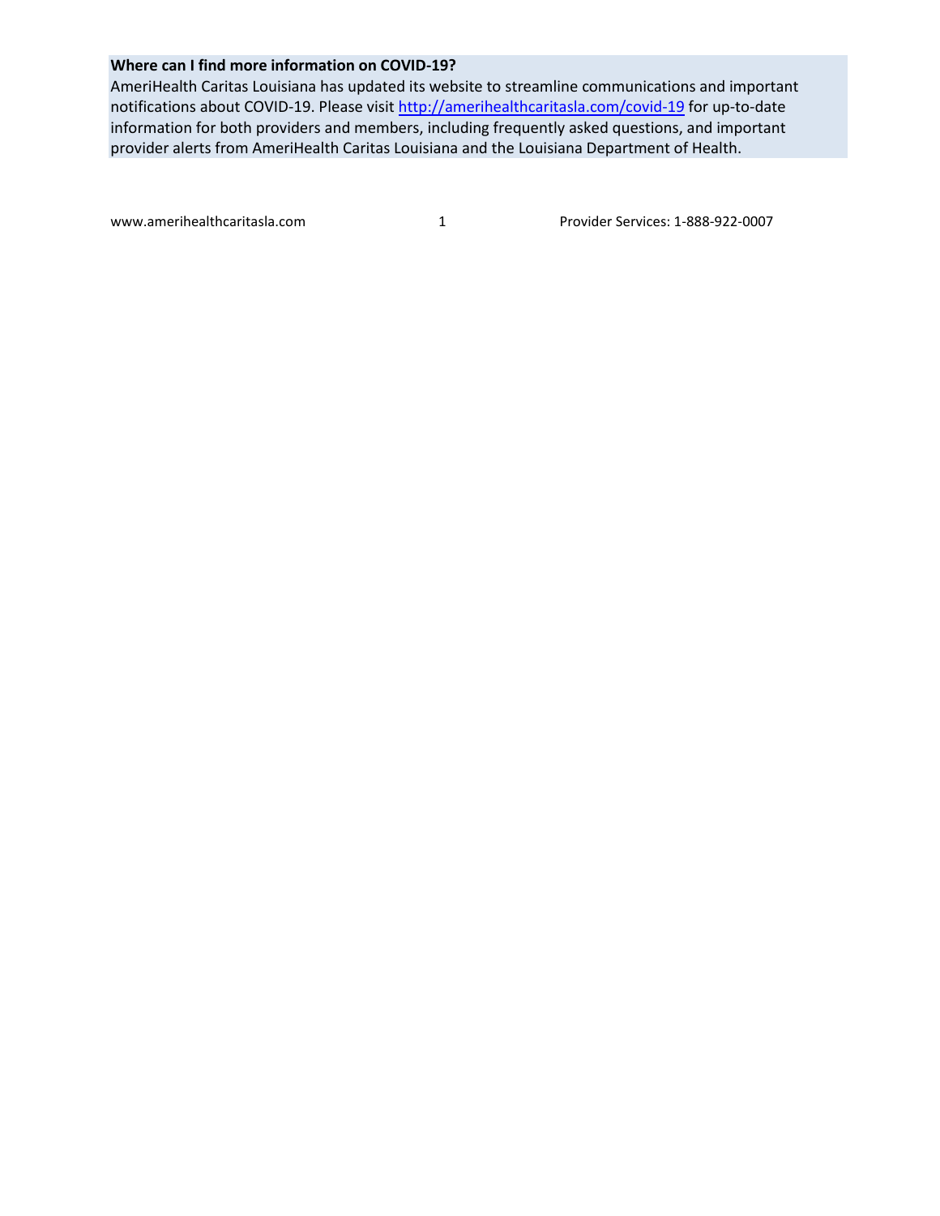**Where can I find more information on COVID-19?**

AmeriHealth Caritas Louisiana has updated its website to streamline communications and important notifications about COVID-19. Please visit http://amerihealthcaritasla.com/covid-19 for up-to-date information for both providers and members, including frequently asked questions, and important provider alerts from AmeriHealth Caritas Louisiana and the Louisiana Department of Health.